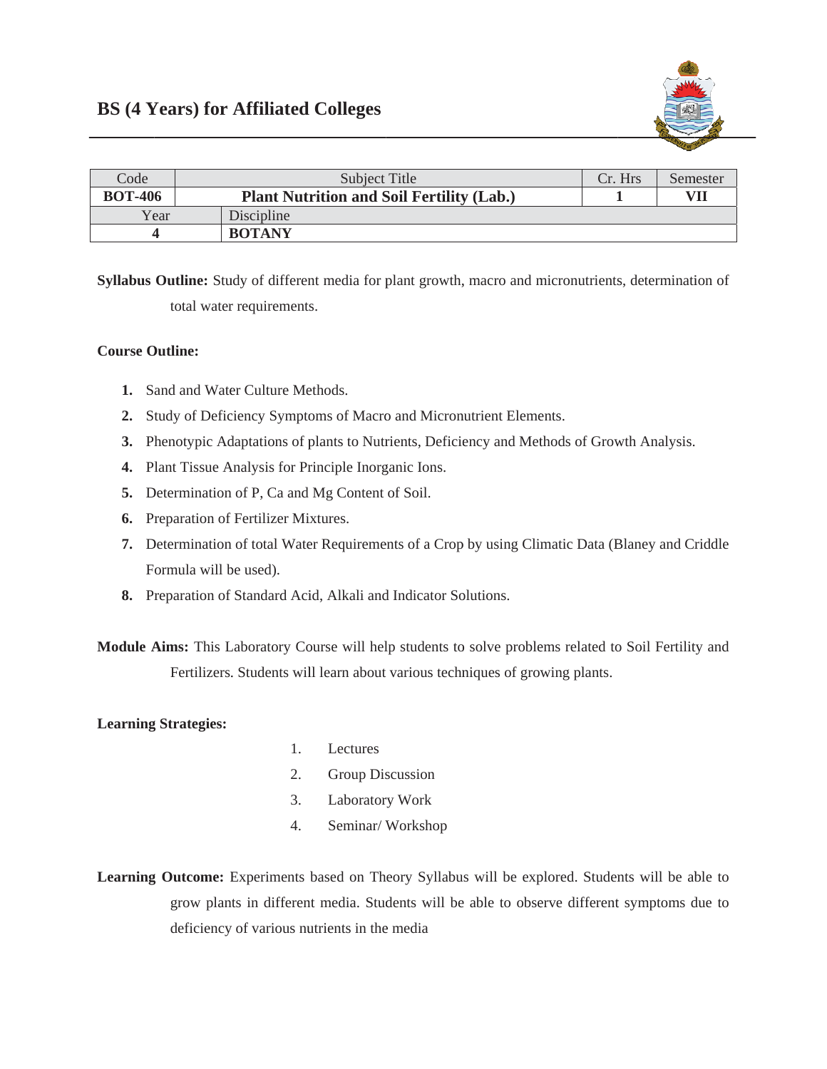# BS (4 Years) for Affiliated Colleges

| Code | Subject Title | Cr. Hrs | Semester |
|---|---|---|---|
| **BOT-406** | **Plant Nutrition and Soil Fertility (Lab.)** | **1** | **VII** |
| Year | Discipline | | |
| **4** | **BOTANY** | | |

**Syllabus Outline:** Study of different media for plant growth, macro and micronutrients, determination of total water requirements.

**Course Outline:**

1. Sand and Water Culture Methods.
2. Study of Deficiency Symptoms of Macro and Micronutrient Elements.
3. Phenotypic Adaptations of plants to Nutrients, Deficiency and Methods of Growth Analysis.
4. Plant Tissue Analysis for Principle Inorganic Ions.
5. Determination of P, Ca and Mg Content of Soil.
6. Preparation of Fertilizer Mixtures.
7. Determination of total Water Requirements of a Crop by using Climatic Data (Blaney and Criddle Formula will be used).
8. Preparation of Standard Acid, Alkali and Indicator Solutions.

**Module Aims:** This Laboratory Course will help students to solve problems related to Soil Fertility and Fertilizers. Students will learn about various techniques of growing plants.

**Learning Strategies:**

1. Lectures
2. Group Discussion
3. Laboratory Work
4. Seminar/ Workshop

**Learning Outcome:** Experiments based on Theory Syllabus will be explored. Students will be able to grow plants in different media. Students will be able to observe different symptoms due to deficiency of various nutrients in the media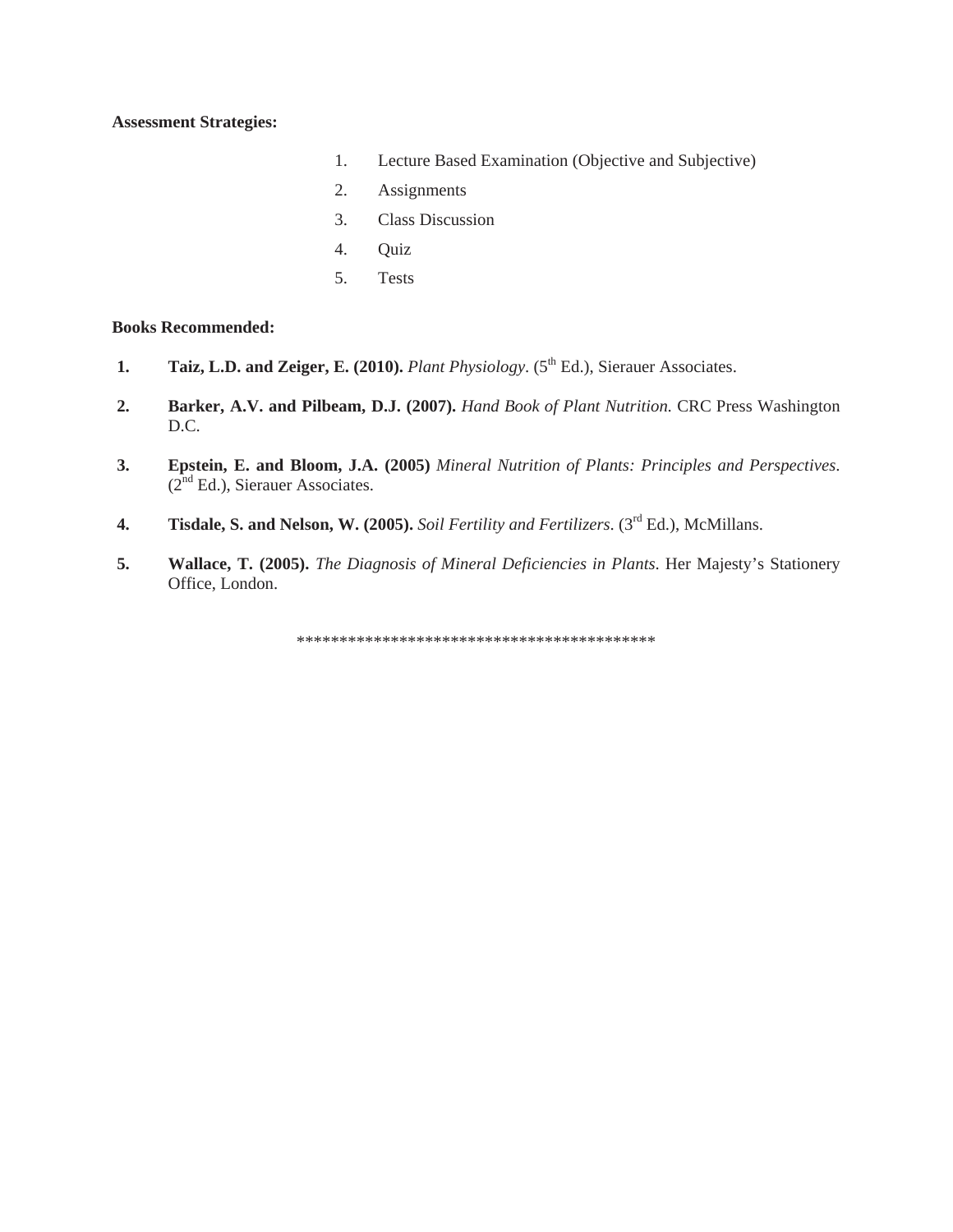**Assessment Strategies:**

1. Lecture Based Examination (Objective and Subjective)
2. Assignments
3. Class Discussion
4. Quiz
5. Tests

**Books Recommended:**

1. **Taiz, L.D. and Zeiger, E. (2010).** *Plant Physiology*. (5th Ed.), Sierauer Associates.
2. **Barker, A.V. and Pilbeam, D.J. (2007).** *Hand Book of Plant Nutrition.* CRC Press Washington D.C.
3. **Epstein, E. and Bloom, J.A. (2005)** *Mineral Nutrition of Plants: Principles and Perspectives*. (2nd Ed.), Sierauer Associates.
4. **Tisdale, S. and Nelson, W. (2005).** *Soil Fertility and Fertilizers*. (3rd Ed.), McMillans.
5. **Wallace, T. (2005).** *The Diagnosis of Mineral Deficiencies in Plants*. Her Majesty's Stationery Office, London.

******************************************